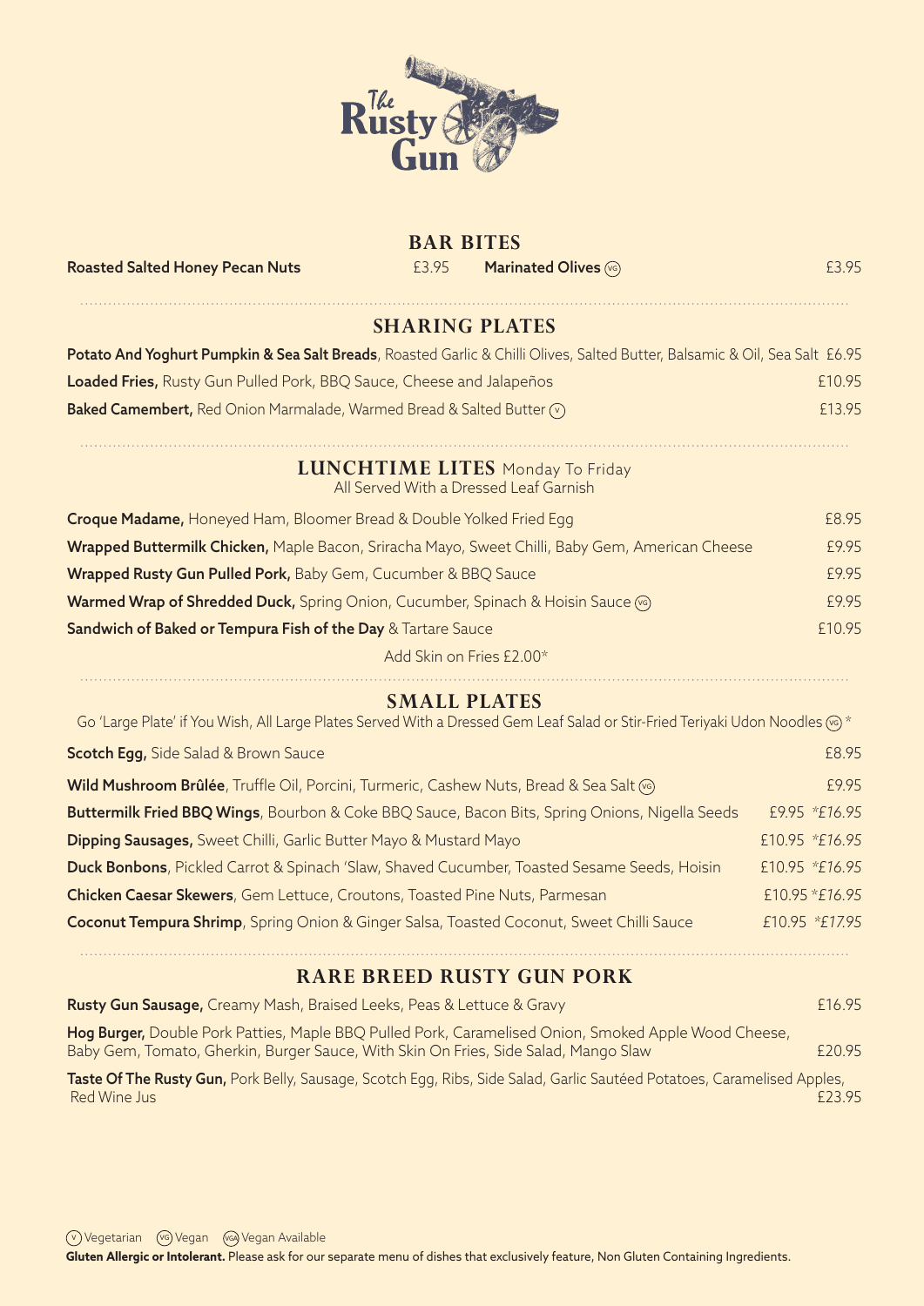# The Rusty Gun

## BAR BITES

**Roasted Salted Honey Pecan Nuts** £3.95 **Marinated Olives** (VG) £3.95

## SHARING PLATES

**Potato And Yoghurt Pumpkin & Sea Salt Breads**, Roasted Garlic & Chilli Olives, Salted Butter, Balsamic & Oil, Sea Salt £6.95

**Loaded Fries,** Rusty Gun Pulled Pork, BBQ Sauce, Cheese and Jalapeños £10.95

**Baked Camembert,** Red Onion Marmalade, Warmed Bread & Salted Butter (V) £13.95

## LUNCHTIME LITES Monday To Friday

All Served With a Dressed Leaf Garnish

**Croque Madame,** Honeyed Ham, Bloomer Bread & Double Yolked Fried Egg £8.95

**Wrapped Buttermilk Chicken,** Maple Bacon, Sriracha Mayo, Sweet Chilli, Baby Gem, American Cheese £9.95

**Wrapped Rusty Gun Pulled Pork,** Baby Gem, Cucumber & BBQ Sauce £9.95

**Warmed Wrap of Shredded Duck,** Spring Onion, Cucumber, Spinach & Hoisin Sauce (VG) £9.95

**Sandwich of Baked or Tempura Fish of the Day** & Tartare Sauce £10.95

Add Skin on Fries £2.00*

## SMALL PLATES

Go 'Large Plate' if You Wish, All Large Plates Served With a Dressed Gem Leaf Salad or Stir-Fried Teriyaki Udon Noodles (VG) *

**Scotch Egg,** Side Salad & Brown Sauce £8.95

**Wild Mushroom Brûlée**, Truffle Oil, Porcini, Turmeric, Cashew Nuts, Bread & Sea Salt (VG) £9.95

**Buttermilk Fried BBQ Wings**, Bourbon & Coke BBQ Sauce, Bacon Bits, Spring Onions, Nigella Seeds £9.95 *£16.95*

**Dipping Sausages,** Sweet Chilli, Garlic Butter Mayo & Mustard Mayo £10.95 *£16.95*

**Duck Bonbons**, Pickled Carrot & Spinach 'Slaw, Shaved Cucumber, Toasted Sesame Seeds, Hoisin £10.95 *£16.95*

**Chicken Caesar Skewers**, Gem Lettuce, Croutons, Toasted Pine Nuts, Parmesan £10.95 *£16.95*

**Coconut Tempura Shrimp**, Spring Onion & Ginger Salsa, Toasted Coconut, Sweet Chilli Sauce £10.95 *£17.95*

## RARE BREED RUSTY GUN PORK

**Rusty Gun Sausage,** Creamy Mash, Braised Leeks, Peas & Lettuce & Gravy £16.95

**Hog Burger,** Double Pork Patties, Maple BBQ Pulled Pork, Caramelised Onion, Smoked Apple Wood Cheese, Baby Gem, Tomato, Gherkin, Burger Sauce, With Skin On Fries, Side Salad, Mango Slaw £20.95

**Taste Of The Rusty Gun,** Pork Belly, Sausage, Scotch Egg, Ribs, Side Salad, Garlic Sautéed Potatoes, Caramelised Apples, Red Wine Jus £23.95

(V) Vegetarian (VG) Vegan (VGA) Vegan Available

**Gluten Allergic or Intolerant.** Please ask for our separate menu of dishes that exclusively feature, Non Gluten Containing Ingredients.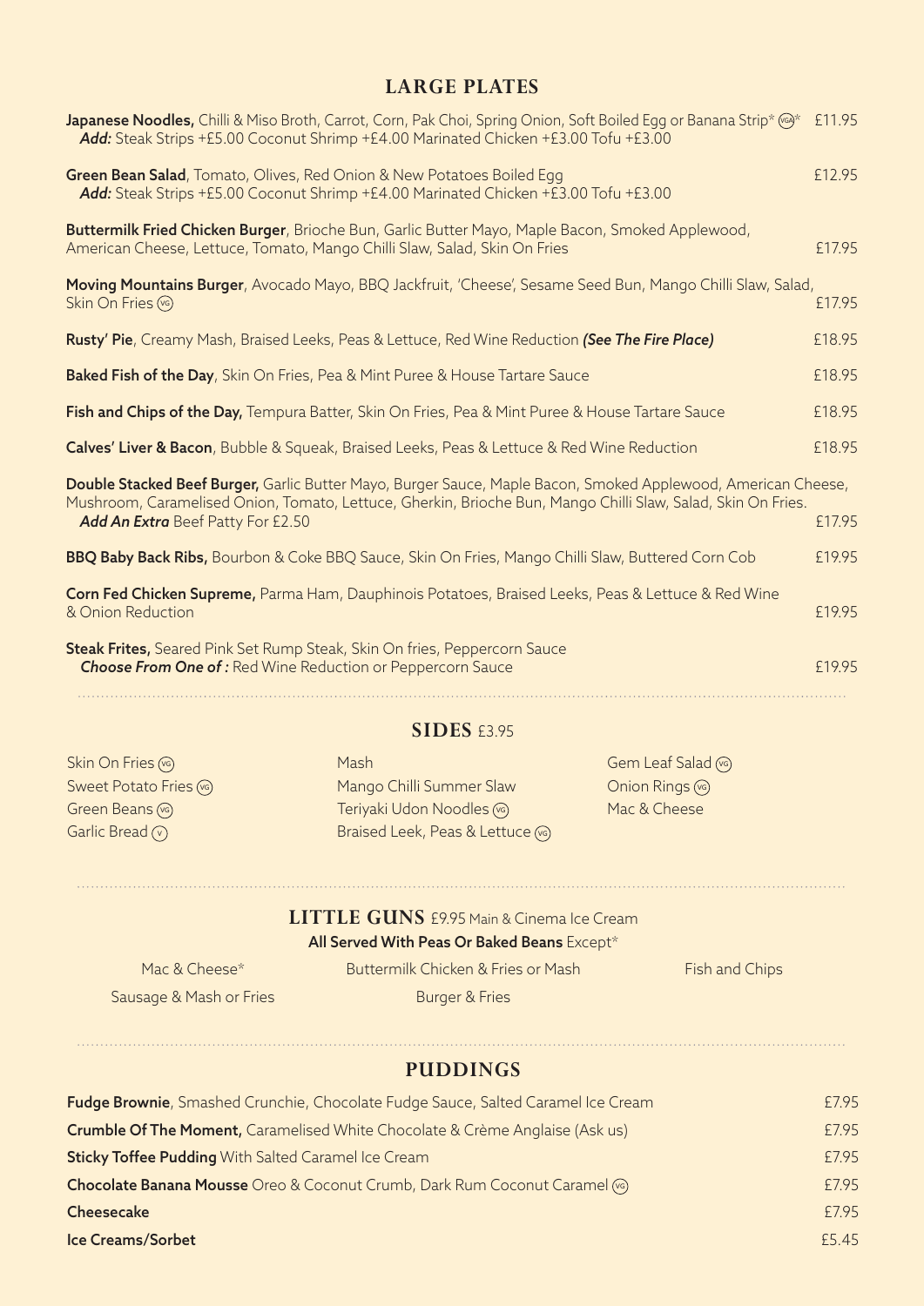## LARGE PLATES

**Japanese Noodles,** Chilli & Miso Broth, Carrot, Corn, Pak Choi, Spring Onion, Soft Boiled Egg or Banana Strip* (VGA)* £11.95
*Add:* Steak Strips +£5.00 Coconut Shrimp +£4.00 Marinated Chicken +£3.00 Tofu +£3.00

**Green Bean Salad**, Tomato, Olives, Red Onion & New Potatoes Boiled Egg £12.95
*Add:* Steak Strips +£5.00 Coconut Shrimp +£4.00 Marinated Chicken +£3.00 Tofu +£3.00

**Buttermilk Fried Chicken Burger**, Brioche Bun, Garlic Butter Mayo, Maple Bacon, Smoked Applewood, American Cheese, Lettuce, Tomato, Mango Chilli Slaw, Salad, Skin On Fries £17.95

**Moving Mountains Burger**, Avocado Mayo, BBQ Jackfruit, 'Cheese', Sesame Seed Bun, Mango Chilli Slaw, Salad, Skin On Fries (VG) £17.95

**Rusty' Pie**, Creamy Mash, Braised Leeks, Peas & Lettuce, Red Wine Reduction ***(See The Fire Place)*** £18.95

**Baked Fish of the Day**, Skin On Fries, Pea & Mint Puree & House Tartare Sauce £18.95

**Fish and Chips of the Day,** Tempura Batter, Skin On Fries, Pea & Mint Puree & House Tartare Sauce £18.95

**Calves' Liver & Bacon**, Bubble & Squeak, Braised Leeks, Peas & Lettuce & Red Wine Reduction £18.95

**Double Stacked Beef Burger,** Garlic Butter Mayo, Burger Sauce, Maple Bacon, Smoked Applewood, American Cheese, Mushroom, Caramelised Onion, Tomato, Lettuce, Gherkin, Brioche Bun, Mango Chilli Slaw, Salad, Skin On Fries.
***Add An Extra*** Beef Patty For £2.50 £17.95

**BBQ Baby Back Ribs,** Bourbon & Coke BBQ Sauce, Skin On Fries, Mango Chilli Slaw, Buttered Corn Cob £19.95

**Corn Fed Chicken Supreme,** Parma Ham, Dauphinois Potatoes, Braised Leeks, Peas & Lettuce & Red Wine & Onion Reduction £19.95

**Steak Frites,** Seared Pink Set Rump Steak, Skin On fries, Peppercorn Sauce
***Choose From One of :*** Red Wine Reduction or Peppercorn Sauce £19.95

## SIDES £3.95

- Skin On Fries (VG)
- Sweet Potato Fries (VG)
- Green Beans (VG)
- Garlic Bread (V)
- Mash
- Mango Chilli Summer Slaw
- Teriyaki Udon Noodles (VG)
- Braised Leek, Peas & Lettuce (VG)
- Gem Leaf Salad (VG)
- Onion Rings (VG)
- Mac & Cheese

## LITTLE GUNS £9.95 Main & Cinema Ice Cream

**All Served With Peas Or Baked Beans** Except*

- Mac & Cheese*
- Buttermilk Chicken & Fries or Mash
- Fish and Chips
- Sausage & Mash or Fries
- Burger & Fries

## PUDDINGS

**Fudge Brownie**, Smashed Crunchie, Chocolate Fudge Sauce, Salted Caramel Ice Cream £7.95

**Crumble Of The Moment,** Caramelised White Chocolate & Crème Anglaise (Ask us) £7.95

**Sticky Toffee Pudding** With Salted Caramel Ice Cream £7.95

**Chocolate Banana Mousse** Oreo & Coconut Crumb, Dark Rum Coconut Caramel (VG) £7.95

**Cheesecake** £7.95

**Ice Creams/Sorbet** £5.45